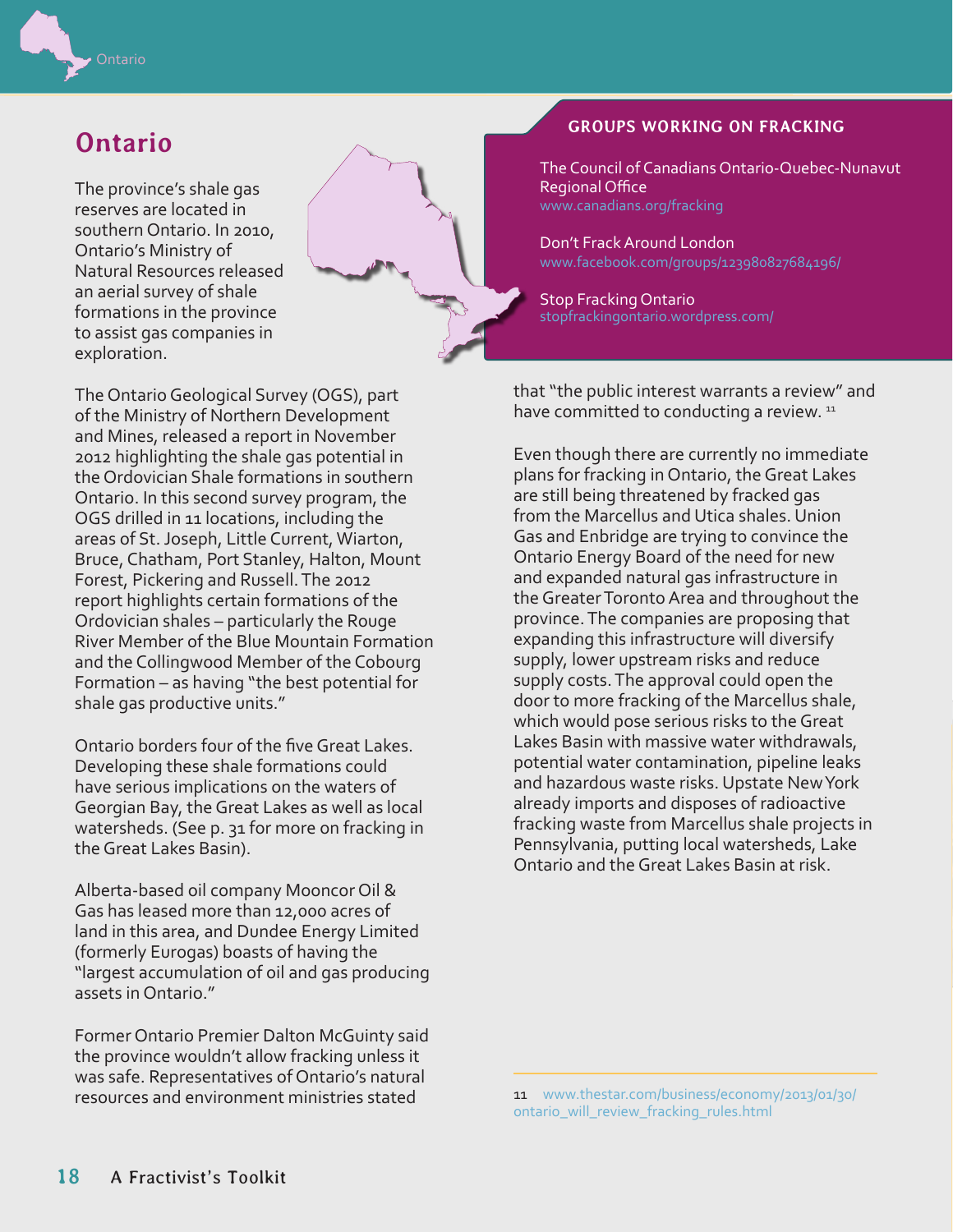# Ontario

The province's shale gas reserves are located in southern Ontario. In 2010, Ontario's Ministry of Natural Resources released an aerial survey of shale formations in the province to assist gas companies in exploration.

The Ontario Geological Survey (OGS), part of the Ministry of Northern Development and Mines, released a report in November 2012 highlighting the shale gas potential in the Ordovician Shale formations in southern Ontario. In this second survey program, the OGS drilled in 11 locations, including the areas of St. Joseph, Little Current, Wiarton, Bruce, Chatham, Port Stanley, Halton, Mount Forest, Pickering and Russell. The 2012 report highlights certain formations of the Ordovician shales – particularly the Rouge River Member of the Blue Mountain Formation and the Collingwood Member of the Cobourg Formation – as having "the best potential for shale gas productive units."

Ontario borders four of the five Great Lakes. Developing these shale formations could have serious implications on the waters of Georgian Bay, the Great Lakes as well as local watersheds. (See p. 31 for more on fracking in the Great Lakes Basin).

Alberta-based oil company Mooncor Oil & Gas has leased more than 12,000 acres of land in this area, and Dundee Energy Limited (formerly Eurogas) boasts of having the "largest accumulation of oil and gas producing assets in Ontario."

Former Ontario Premier Dalton McGuinty said the province wouldn't allow fracking unless it was safe. Representatives of Ontario's natural resources and environment ministries stated that "the public interest warrants a review" and have committed to conducting a review. [11]

Even though there are currently no immediate plans for fracking in Ontario, the Great Lakes are still being threatened by fracked gas from the Marcellus and Utica shales. Union Gas and Enbridge are trying to convince the Ontario Energy Board of the need for new and expanded natural gas infrastructure in the Greater Toronto Area and throughout the province. The companies are proposing that expanding this infrastructure will diversify supply, lower upstream risks and reduce supply costs. The approval could open the door to more fracking of the Marcellus shale, which would pose serious risks to the Great Lakes Basin with massive water withdrawals, potential water contamination, pipeline leaks and hazardous waste risks. Upstate New York already imports and disposes of radioactive fracking waste from Marcellus shale projects in Pennsylvania, putting local watersheds, Lake Ontario and the Great Lakes Basin at risk.

### GROUPS WORKING ON FRACKING

The Council of Canadians Ontario-Quebec-Nunavut Regional Office
www.canadians.org/fracking

Don't Frack Around London
www.facebook.com/groups/123980827684196/

Stop Fracking Ontario
stopfrackingontario.wordpress.com/

---

11 www.thestar.com/business/economy/2013/01/30/ontario_will_review_fracking_rules.html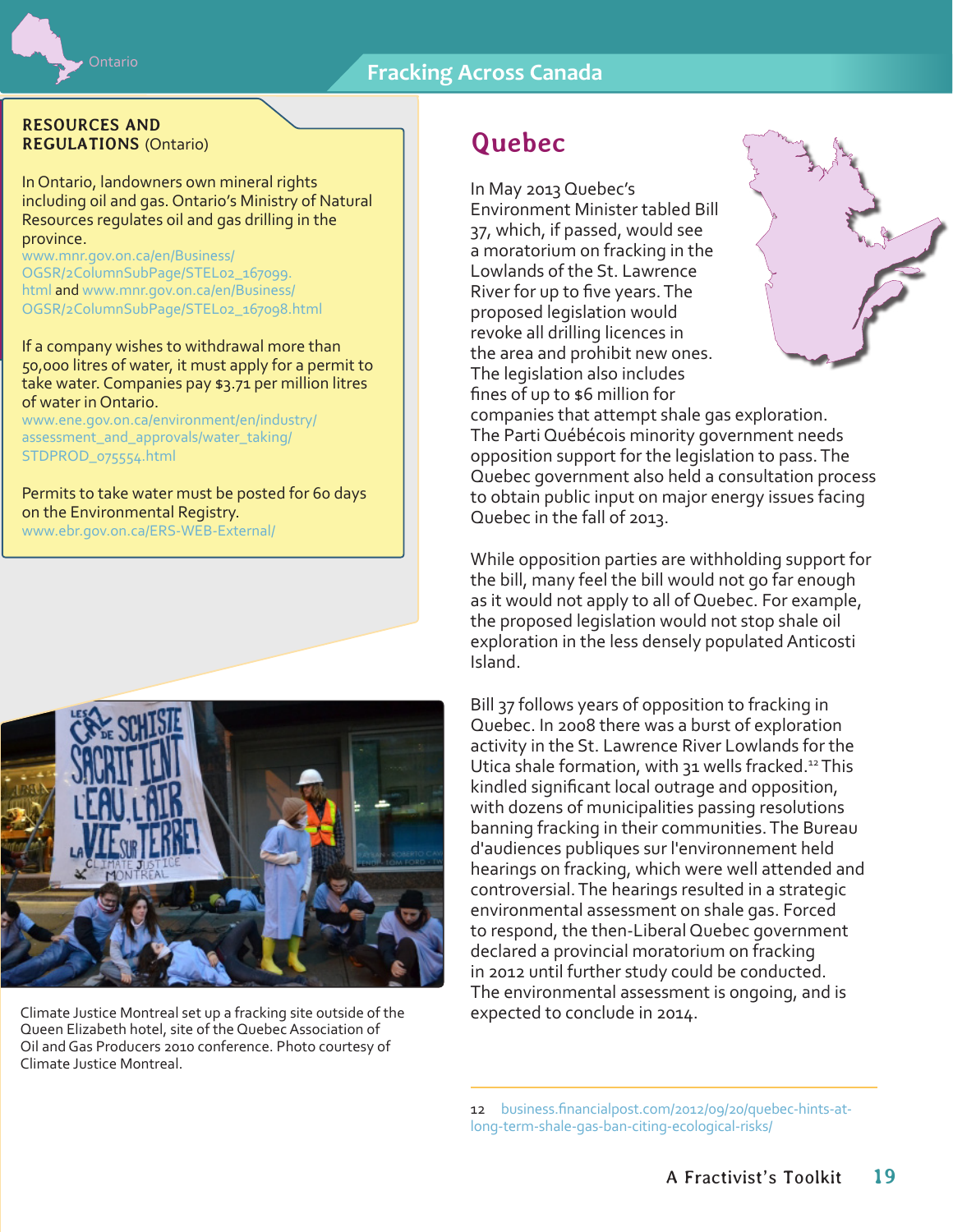**RESOURCES AND REGULATIONS** (Ontario)

In Ontario, landowners own mineral rights including oil and gas. Ontario's Ministry of Natural Resources regulates oil and gas drilling in the province.
www.mnr.gov.on.ca/en/Business/OGSR/2ColumnSubPage/STEL02_167099.html and www.mnr.gov.on.ca/en/Business/OGSR/2ColumnSubPage/STEL02_167098.html

If a company wishes to withdrawal more than 50,000 litres of water, it must apply for a permit to take water. Companies pay $3.71 per million litres of water in Ontario.
www.ene.gov.on.ca/environment/en/industry/assessment_and_approvals/water_taking/STDPROD_075554.html

Permits to take water must be posted for 60 days on the Environmental Registry.
www.ebr.gov.on.ca/ERS-WEB-External/

Climate Justice Montreal set up a fracking site outside of the Queen Elizabeth hotel, site of the Quebec Association of Oil and Gas Producers 2010 conference. Photo courtesy of Climate Justice Montreal.

## Quebec

In May 2013 Quebec's Environment Minister tabled Bill 37, which, if passed, would see a moratorium on fracking in the Lowlands of the St. Lawrence River for up to five years. The proposed legislation would revoke all drilling licences in the area and prohibit new ones. The legislation also includes fines of up to $6 million for companies that attempt shale gas exploration. The Parti Québécois minority government needs opposition support for the legislation to pass. The Quebec government also held a consultation process to obtain public input on major energy issues facing Quebec in the fall of 2013.

While opposition parties are withholding support for the bill, many feel the bill would not go far enough as it would not apply to all of Quebec. For example, the proposed legislation would not stop shale oil exploration in the less densely populated Anticosti Island.

Bill 37 follows years of opposition to fracking in Quebec. In 2008 there was a burst of exploration activity in the St. Lawrence River Lowlands for the Utica shale formation, with 31 wells fracked.[12] This kindled significant local outrage and opposition, with dozens of municipalities passing resolutions banning fracking in their communities. The Bureau d'audiences publiques sur l'environnement held hearings on fracking, which were well attended and controversial. The hearings resulted in a strategic environmental assessment on shale gas. Forced to respond, the then-Liberal Quebec government declared a provincial moratorium on fracking in 2012 until further study could be conducted. The environmental assessment is ongoing, and is expected to conclude in 2014.

12 business.financialpost.com/2012/09/20/quebec-hints-at-long-term-shale-gas-ban-citing-ecological-risks/